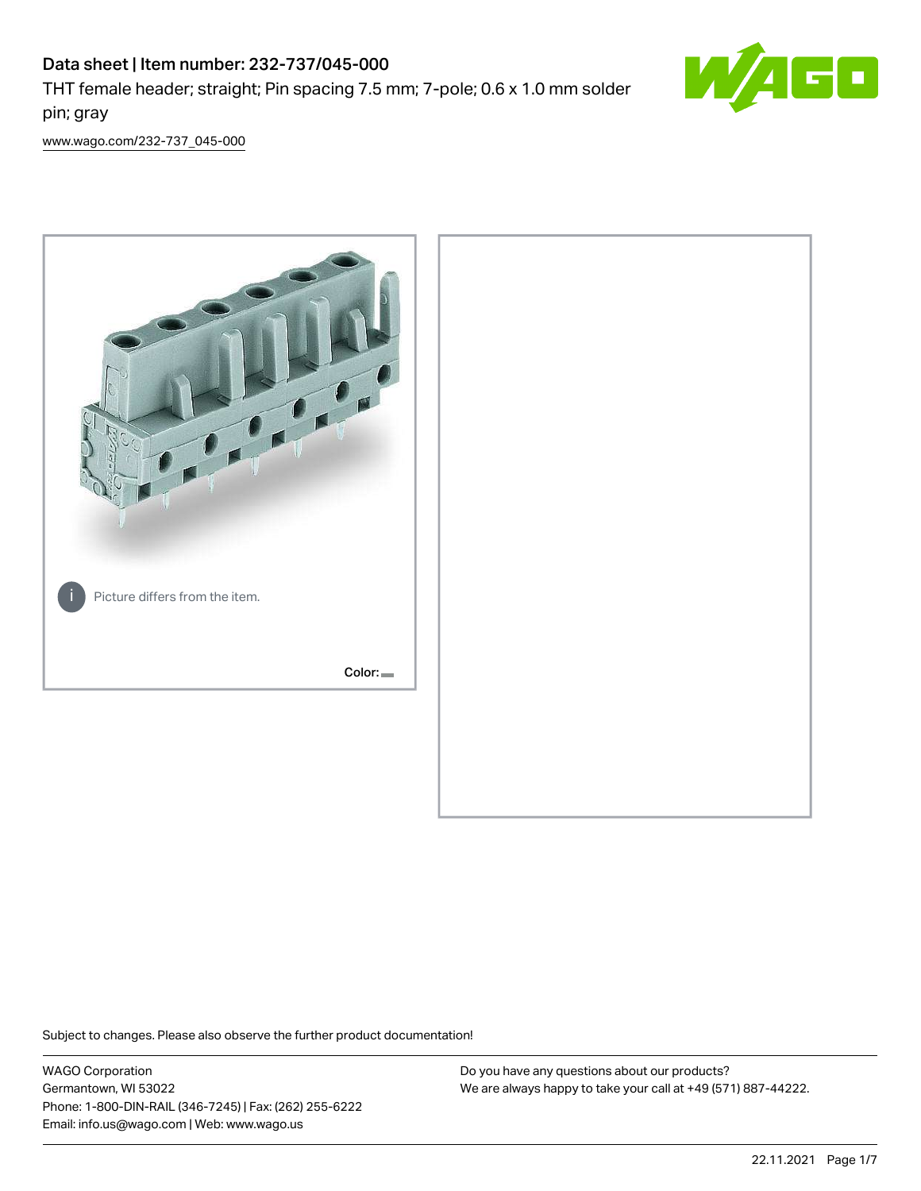# Data sheet | Item number: 232-737/045-000

THT female header; straight; Pin spacing 7.5 mm; 7-pole; 0.6 x 1.0 mm solder pin; gray

www.wago.com/232-737_045-000

Picture differs from the item.

Color:

Subject to changes. Please also observe the further product documentation!

WAGO Corporation
Germantown, WI 53022
Phone: 1-800-DIN-RAIL (346-7245) | Fax: (262) 255-6222
Email: info.us@wago.com | Web: www.wago.us

Do you have any questions about our products?
We are always happy to take your call at +49 (571) 887-44222.

22.11.2021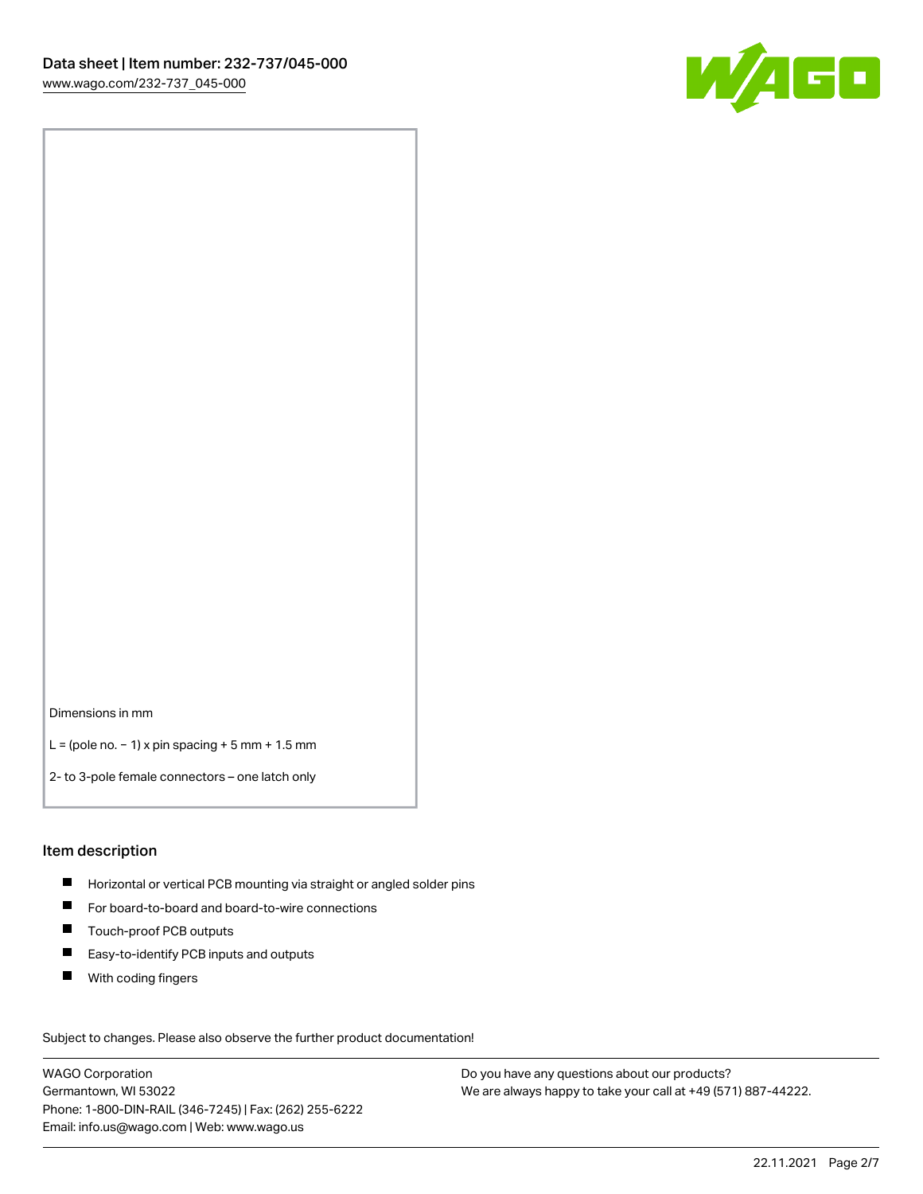Dimensions in mm

L = (pole no. − 1) x pin spacing + 5 mm + 1.5 mm

2- to 3-pole female connectors – one latch only

## Item description

- Horizontal or vertical PCB mounting via straight or angled solder pins
- For board-to-board and board-to-wire connections
- Touch-proof PCB outputs
- Easy-to-identify PCB inputs and outputs
- With coding fingers

Subject to changes. Please also observe the further product documentation!

WAGO Corporation
Germantown, WI 53022
Phone: 1-800-DIN-RAIL (346-7245) | Fax: (262) 255-6222
Email: info.us@wago.com | Web: www.wago.us

Do you have any questions about our products?
We are always happy to take your call at +49 (571) 887-44222.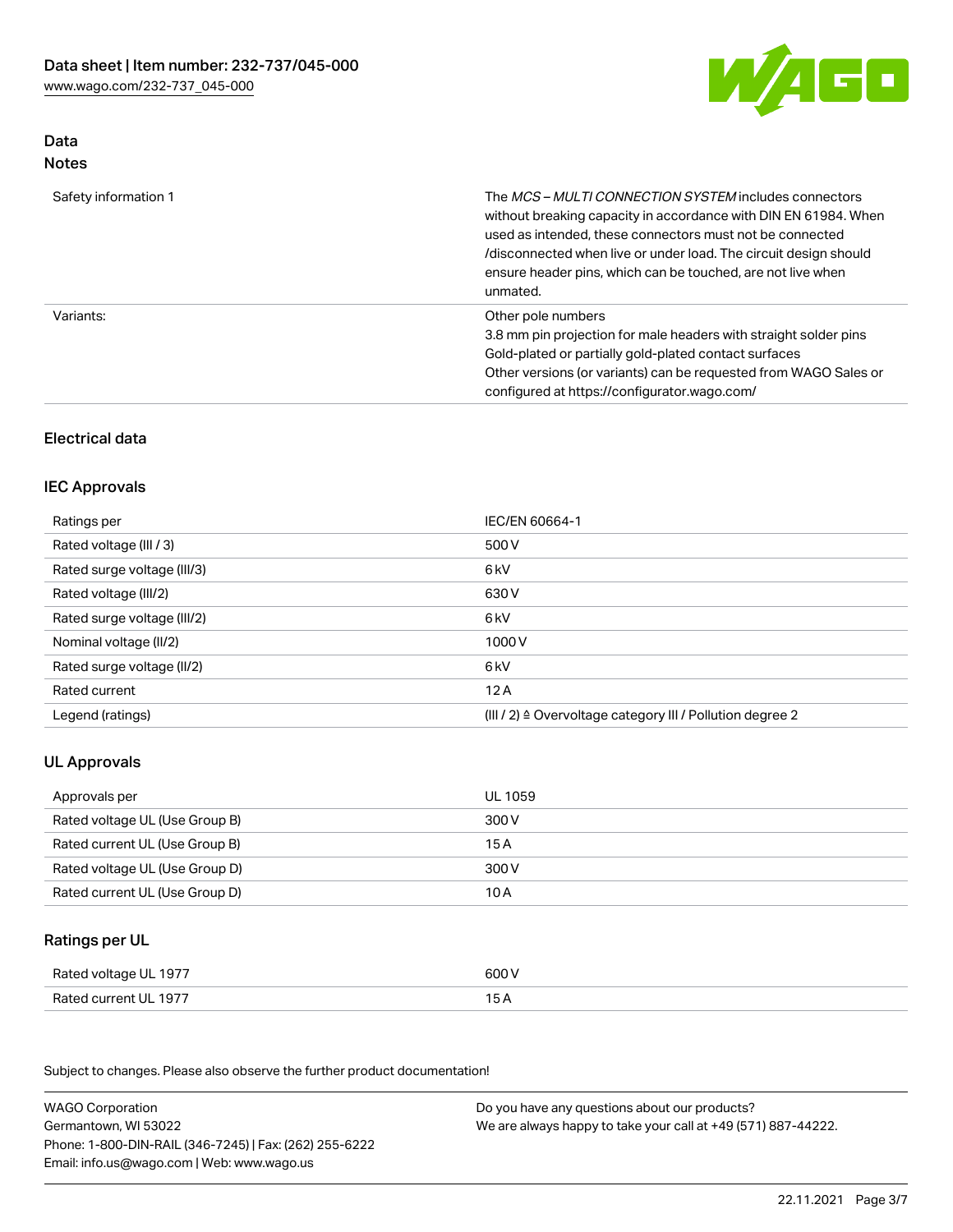## Data
### Notes

| | |
|---|---|
| Safety information 1 | The *MCS – MULTI CONNECTION SYSTEM* includes connectors without breaking capacity in accordance with DIN EN 61984. When used as intended, these connectors must not be connected /disconnected when live or under load. The circuit design should ensure header pins, which can be touched, are not live when unmated. |
| Variants: | Other pole numbers<br>3.8 mm pin projection for male headers with straight solder pins<br>Gold-plated or partially gold-plated contact surfaces<br>Other versions (or variants) can be requested from WAGO Sales or configured at https://configurator.wago.com/ |

## Electrical data

### IEC Approvals

| | |
|---|---|
| Ratings per | IEC/EN 60664-1 |
| Rated voltage (III / 3) | 500 V |
| Rated surge voltage (III/3) | 6 kV |
| Rated voltage (III/2) | 630 V |
| Rated surge voltage (III/2) | 6 kV |
| Nominal voltage (II/2) | 1000 V |
| Rated surge voltage (II/2) | 6 kV |
| Rated current | 12 A |
| Legend (ratings) | (III / 2) ≙ Overvoltage category III / Pollution degree 2 |

### UL Approvals

| | |
|---|---|
| Approvals per | UL 1059 |
| Rated voltage UL (Use Group B) | 300 V |
| Rated current UL (Use Group B) | 15 A |
| Rated voltage UL (Use Group D) | 300 V |
| Rated current UL (Use Group D) | 10 A |

### Ratings per UL

| | |
|---|---|
| Rated voltage UL 1977 | 600 V |
| Rated current UL 1977 | 15 A |

Subject to changes. Please also observe the further product documentation!

WAGO Corporation
Germantown, WI 53022
Phone: 1-800-DIN-RAIL (346-7245) | Fax: (262) 255-6222
Email: info.us@wago.com | Web: www.wago.us

Do you have any questions about our products?
We are always happy to take your call at +49 (571) 887-44222.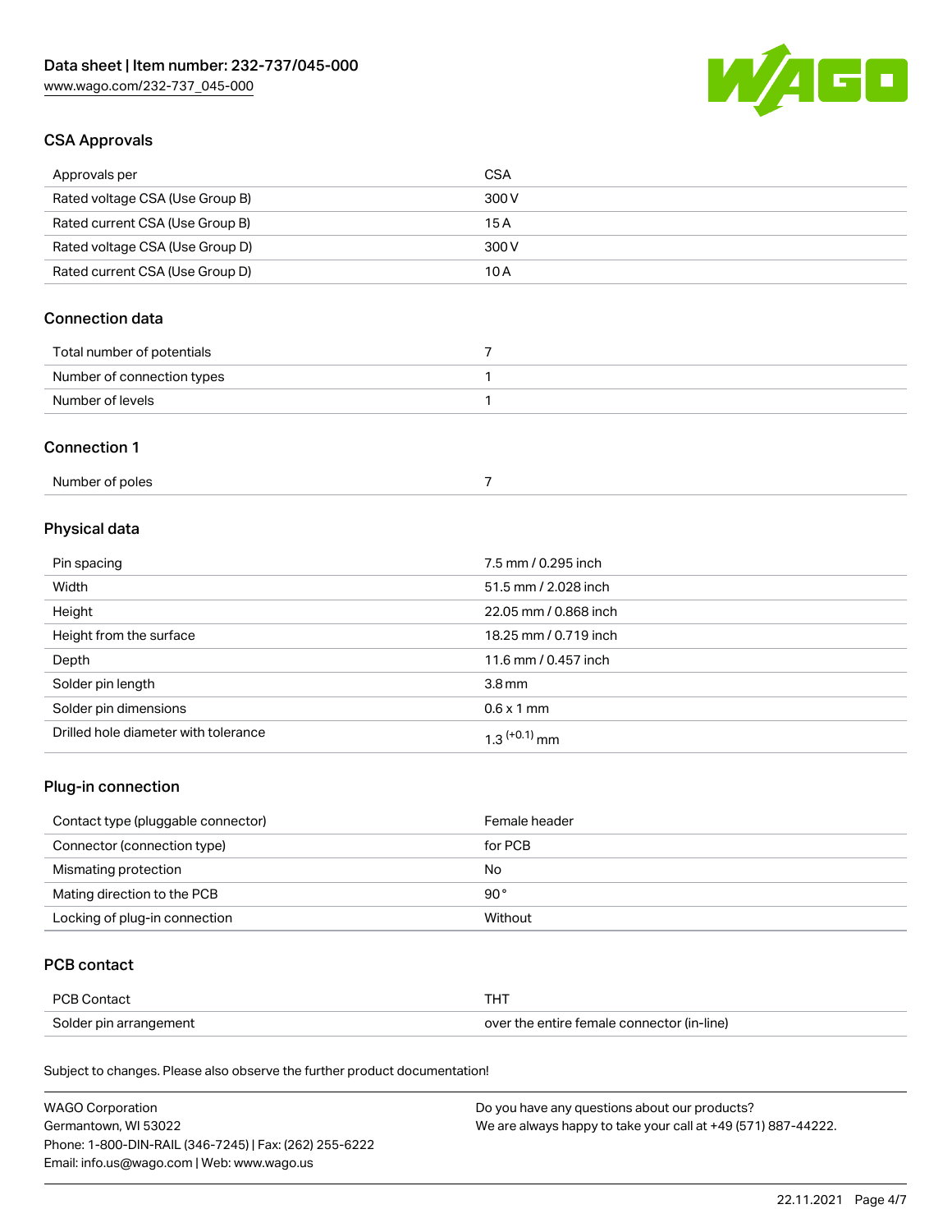## CSA Approvals

| | |
|---|---|
| Approvals per | CSA |
| Rated voltage CSA (Use Group B) | 300 V |
| Rated current CSA (Use Group B) | 15 A |
| Rated voltage CSA (Use Group D) | 300 V |
| Rated current CSA (Use Group D) | 10 A |

## Connection data

| | |
|---|---|
| Total number of potentials | 7 |
| Number of connection types | 1 |
| Number of levels | 1 |

## Connection 1

| | |
|---|---|
| Number of poles | 7 |

## Physical data

| | |
|---|---|
| Pin spacing | 7.5 mm / 0.295 inch |
| Width | 51.5 mm / 2.028 inch |
| Height | 22.05 mm / 0.868 inch |
| Height from the surface | 18.25 mm / 0.719 inch |
| Depth | 11.6 mm / 0.457 inch |
| Solder pin length | 3.8 mm |
| Solder pin dimensions | 0.6 x 1 mm |
| Drilled hole diameter with tolerance | $1.3^{(+0.1)}$ mm |

## Plug-in connection

| | |
|---|---|
| Contact type (pluggable connector) | Female header |
| Connector (connection type) | for PCB |
| Mismating protection | No |
| Mating direction to the PCB | 90 ° |
| Locking of plug-in connection | Without |

## PCB contact

| | |
|---|---|
| PCB Contact | THT |
| Solder pin arrangement | over the entire female connector (in-line) |

Subject to changes. Please also observe the further product documentation!

WAGO Corporation
Germantown, WI 53022
Phone: 1-800-DIN-RAIL (346-7245) | Fax: (262) 255-6222
Email: info.us@wago.com | Web: www.wago.us

Do you have any questions about our products?
We are always happy to take your call at +49 (571) 887-44222.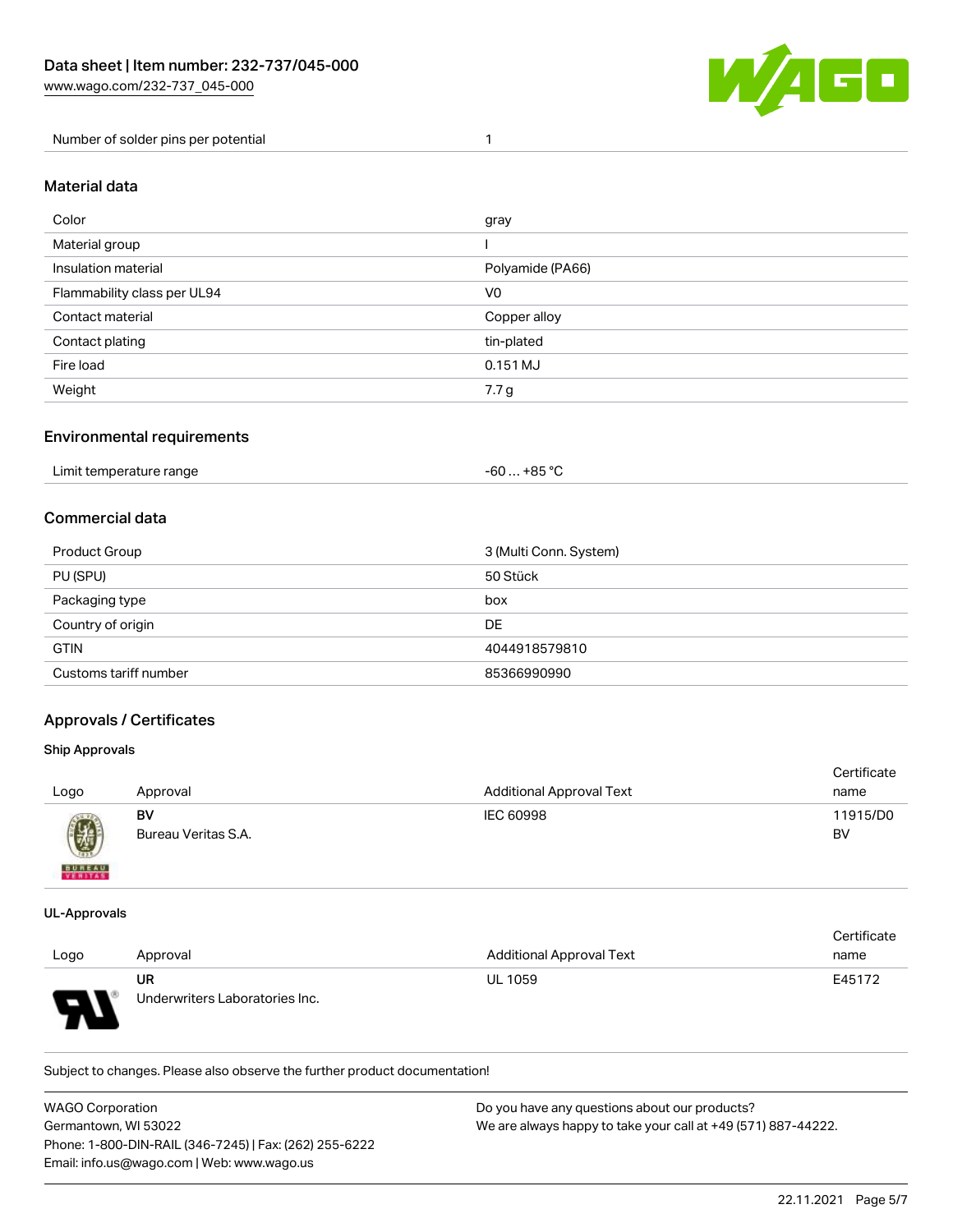| Number of solder pins per potential | 1 |
| --- | --- |

## Material data

| Color | gray |
| --- | --- |
| Material group | I |
| Insulation material | Polyamide (PA66) |
| Flammability class per UL94 | V0 |
| Contact material | Copper alloy |
| Contact plating | tin-plated |
| Fire load | 0.151 MJ |
| Weight | 7.7 g |

## Environmental requirements

| Limit temperature range | -60 … +85 °C |
| --- | --- |

## Commercial data

| Product Group | 3 (Multi Conn. System) |
| --- | --- |
| PU (SPU) | 50 Stück |
| Packaging type | box |
| Country of origin | DE |
| GTIN | 4044918579810 |
| Customs tariff number | 85366990990 |

## Approvals / Certificates

### Ship Approvals

| Logo | Approval | Additional Approval Text | Certificate name |
| --- | --- | --- | --- |
| | **BV** Bureau Veritas S.A. | IEC 60998 | 11915/D0 BV |

### UL-Approvals

| Logo | Approval | Additional Approval Text | Certificate name |
| --- | --- | --- | --- |
| | **UR** Underwriters Laboratories Inc. | UL 1059 | E45172 |

Subject to changes. Please also observe the further product documentation!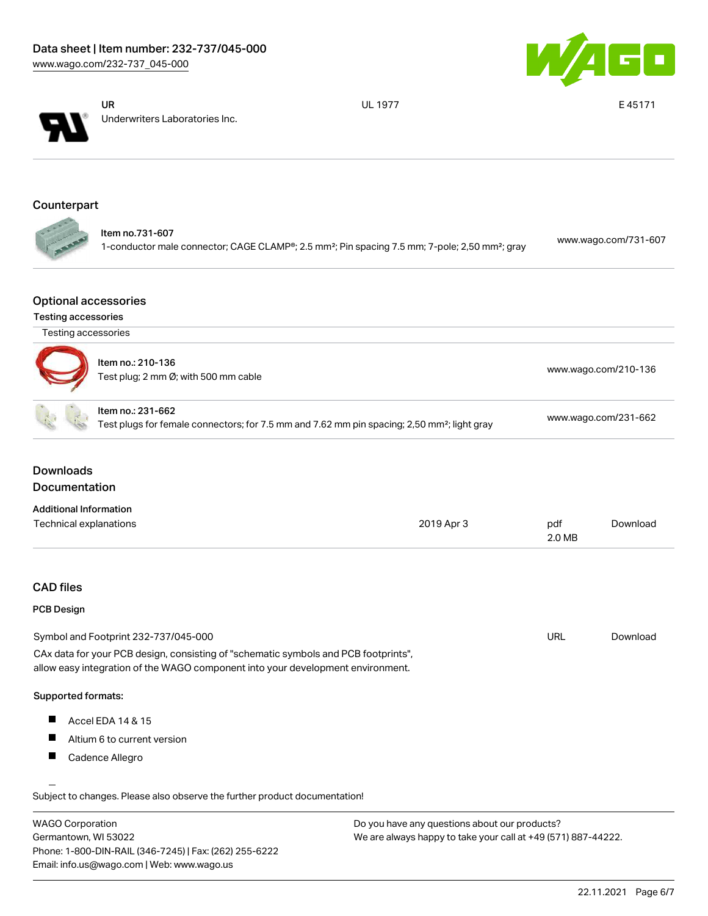| | | |
|---|---|---|
| UR<br>Underwriters Laboratories Inc. | UL 1977 | E 45171 |

## Counterpart

| | |
|---|---|
| Item no.731-607<br>1-conductor male connector; CAGE CLAMP®; 2.5 mm²; Pin spacing 7.5 mm; 7-pole; 2,50 mm²; gray | www.wago.com/731-607 |

## Optional accessories

### Testing accessories

| Testing accessories | |
|---|---|
| Item no.: 210-136<br>Test plug; 2 mm Ø; with 500 mm cable | www.wago.com/210-136 |
| Item no.: 231-662<br>Test plugs for female connectors; for 7.5 mm and 7.62 mm pin spacing; 2,50 mm²; light gray | www.wago.com/231-662 |

## Downloads

## Documentation

### Additional Information

| | | | |
|---|---|---|---|
| Technical explanations | 2019 Apr 3 | pdf<br>2.0 MB | Download |

## CAD files

### PCB Design

| | | |
|---|---|---|
| Symbol and Footprint 232-737/045-000 | URL | Download |

CAx data for your PCB design, consisting of "schematic symbols and PCB footprints", allow easy integration of the WAGO component into your development environment.

**Supported formats:**

- Accel EDA 14 & 15
- Altium 6 to current version
- Cadence Allegro

Subject to changes. Please also observe the further product documentation!

WAGO Corporation
Germantown, WI 53022
Phone: 1-800-DIN-RAIL (346-7245) | Fax: (262) 255-6222
Email: info.us@wago.com | Web: www.wago.us

Do you have any questions about our products?
We are always happy to take your call at +49 (571) 887-44222.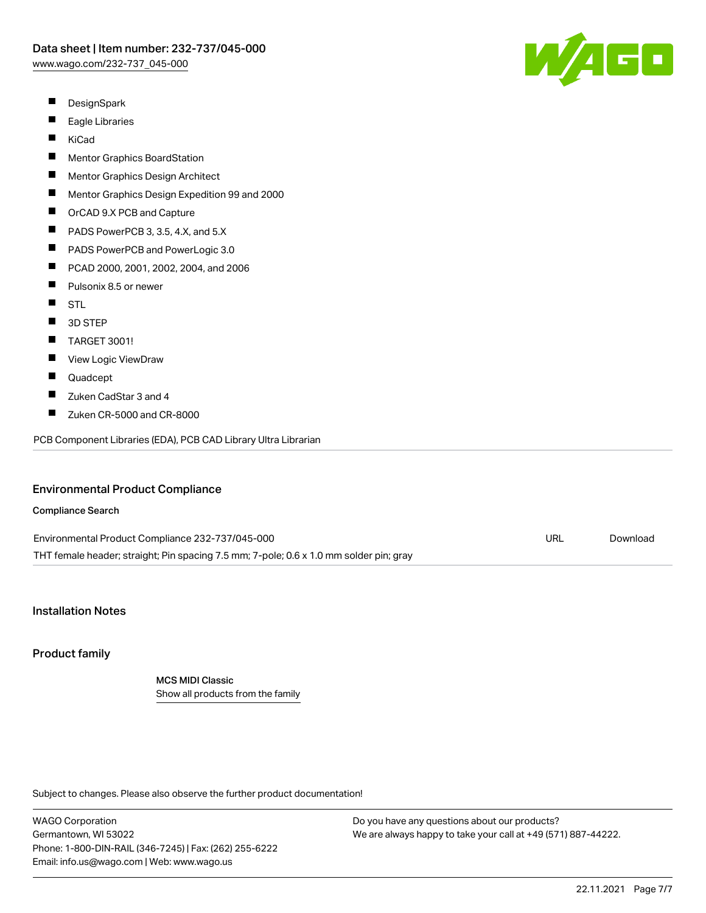- DesignSpark
- Eagle Libraries
- KiCad
- Mentor Graphics BoardStation
- Mentor Graphics Design Architect
- Mentor Graphics Design Expedition 99 and 2000
- OrCAD 9.X PCB and Capture
- PADS PowerPCB 3, 3.5, 4.X, and 5.X
- PADS PowerPCB and PowerLogic 3.0
- PCAD 2000, 2001, 2002, 2004, and 2006
- Pulsonix 8.5 or newer
- STL
- 3D STEP
- TARGET 3001!
- View Logic ViewDraw
- Quadcept
- Zuken CadStar 3 and 4
- Zuken CR-5000 and CR-8000

PCB Component Libraries (EDA), PCB CAD Library Ultra Librarian

## Environmental Product Compliance

### Compliance Search

| | | |
|---|---|---|
| Environmental Product Compliance 232-737/045-000 | URL | Download |
| THT female header; straight; Pin spacing 7.5 mm; 7-pole; 0.6 x 1.0 mm solder pin; gray | | |

## Installation Notes

## Product family

**MCS MIDI Classic**
Show all products from the family

Subject to changes. Please also observe the further product documentation!

WAGO Corporation
Germantown, WI 53022
Phone: 1-800-DIN-RAIL (346-7245) | Fax: (262) 255-6222
Email: info.us@wago.com | Web: www.wago.us

Do you have any questions about our products?
We are always happy to take your call at +49 (571) 887-44222.

22.11.2021